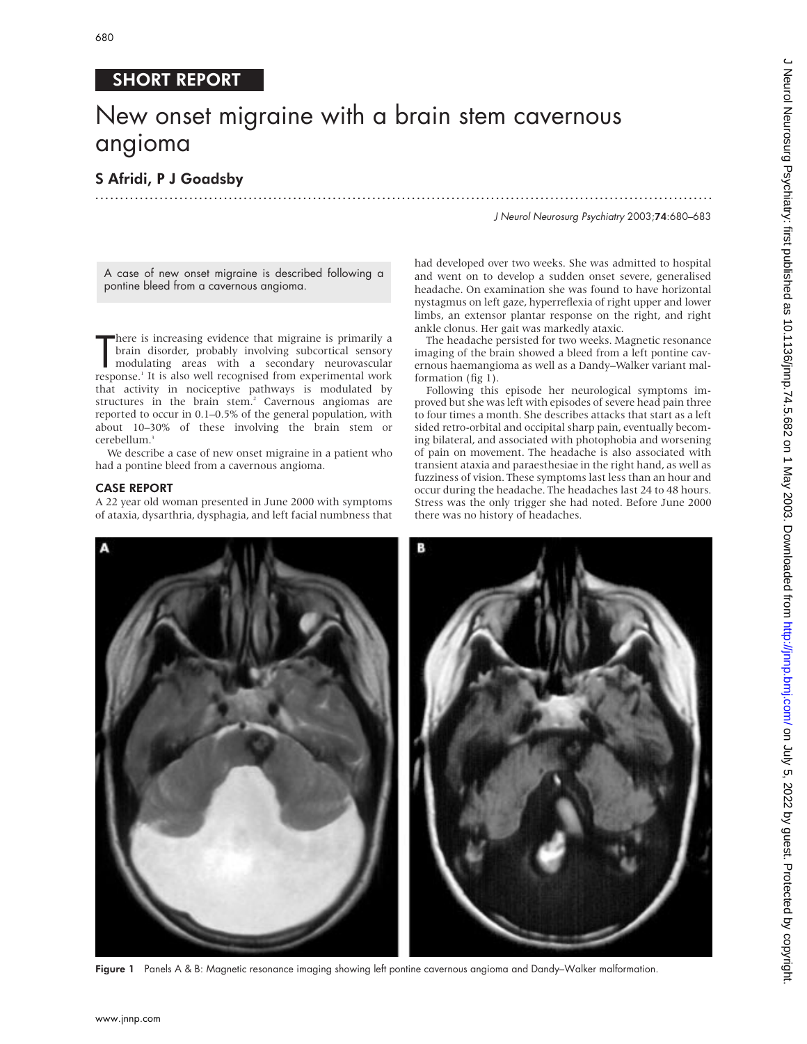SHORT REPORT

# New onset migraine with a brain stem cavernous angioma

**S Afridi, P J Goadsby**

*J Neurol Neurosurg Psychiatry* 2003;**74**:680–683

A case of new onset migraine is described following a pontine bleed from a cavernous angioma.

There is increasing evidence that migraine is primarily a brain disorder, probably involving subcortical sensory modulating areas with a secondary neurovascular response.[1] It is also well recognised from experimental work that activity in nociceptive pathways is modulated by structures in the brain stem.[2] Cavernous angiomas are reported to occur in 0.1–0.5% of the general population, with about 10–30% of these involving the brain stem or cerebellum.[3]

We describe a case of new onset migraine in a patient who had a pontine bleed from a cavernous angioma.

## CASE REPORT

A 22 year old woman presented in June 2000 with symptoms of ataxia, dysarthria, dysphagia, and left facial numbness that had developed over two weeks. She was admitted to hospital and went on to develop a sudden onset severe, generalised headache. On examination she was found to have horizontal nystagmus on left gaze, hyperreflexia of right upper and lower limbs, an extensor plantar response on the right, and right ankle clonus. Her gait was markedly ataxic.

The headache persisted for two weeks. Magnetic resonance imaging of the brain showed a bleed from a left pontine cavernous haemangioma as well as a Dandy–Walker variant malformation (fig 1).

Following this episode her neurological symptoms improved but she was left with episodes of severe head pain three to four times a month. She describes attacks that start as a left sided retro-orbital and occipital sharp pain, eventually becoming bilateral, and associated with photophobia and worsening of pain on movement. The headache is also associated with transient ataxia and paraesthesiae in the right hand, as well as fuzziness of vision. These symptoms last less than an hour and occur during the headache. The headaches last 24 to 48 hours. Stress was the only trigger she had noted. Before June 2000 there was no history of headaches.

**Figure 1** Panels A & B: Magnetic resonance imaging showing left pontine cavernous angioma and Dandy–Walker malformation.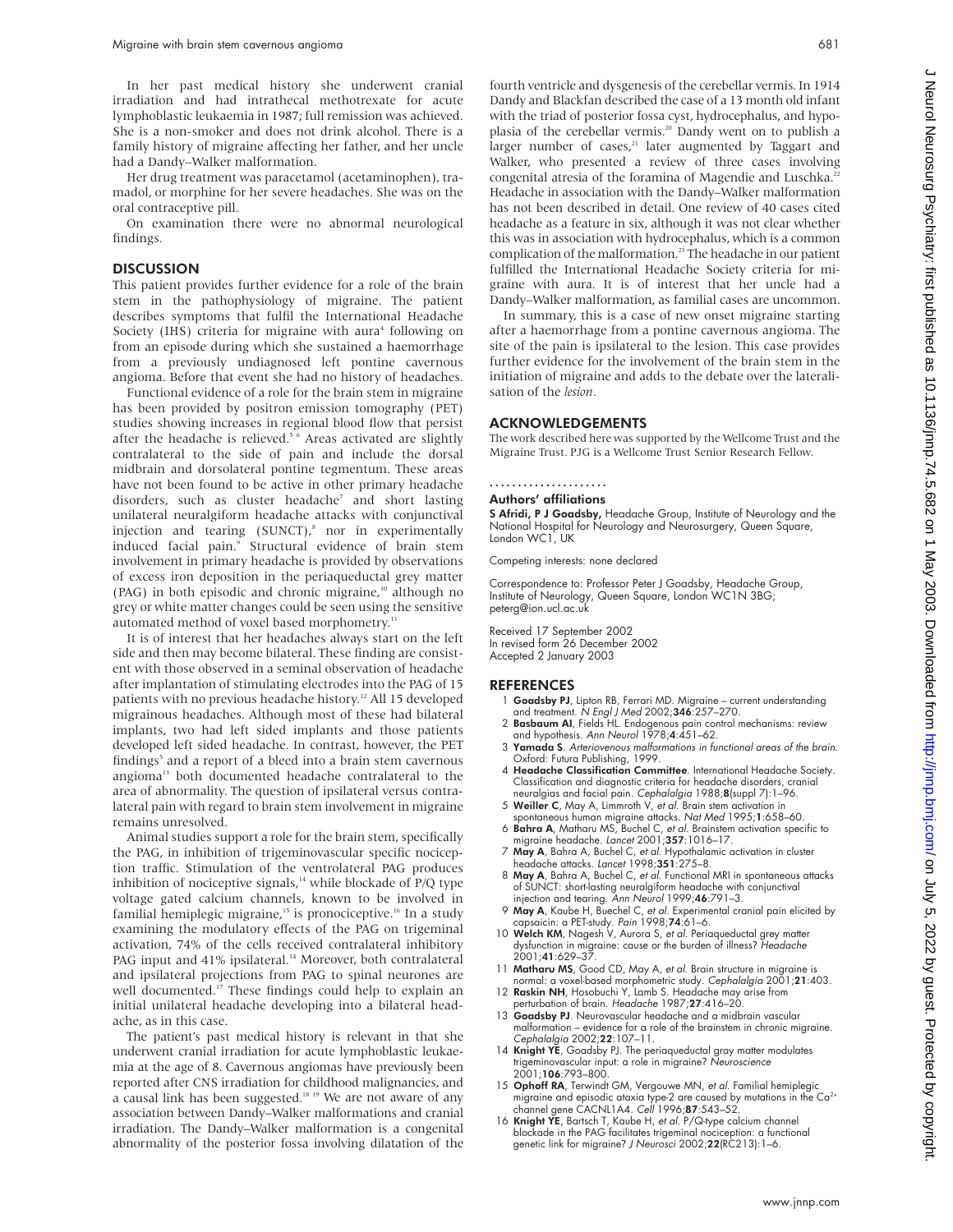In her past medical history she underwent cranial irradiation and had intrathecal methotrexate for acute lymphoblastic leukaemia in 1987; full remission was achieved. She is a non-smoker and does not drink alcohol. There is a family history of migraine affecting her father, and her uncle had a Dandy–Walker malformation.

Her drug treatment was paracetamol (acetaminophen), tramadol, or morphine for her severe headaches. She was on the oral contraceptive pill.

On examination there were no abnormal neurological findings.

## DISCUSSION

This patient provides further evidence for a role of the brain stem in the pathophysiology of migraine. The patient describes symptoms that fulfil the International Headache Society (IHS) criteria for migraine with aura[4] following on from an episode during which she sustained a haemorrhage from a previously undiagnosed left pontine cavernous angioma. Before that event she had no history of headaches.

Functional evidence of a role for the brain stem in migraine has been provided by positron emission tomography (PET) studies showing increases in regional blood flow that persist after the headache is relieved.[5 6] Areas activated are slightly contralateral to the side of pain and include the dorsal midbrain and dorsolateral pontine tegmentum. These areas have not been found to be active in other primary headache disorders, such as cluster headache[7] and short lasting unilateral neuralgiform headache attacks with conjunctival injection and tearing (SUNCT),[8] nor in experimentally induced facial pain.[9] Structural evidence of brain stem involvement in primary headache is provided by observations of excess iron deposition in the periaqueductal grey matter (PAG) in both episodic and chronic migraine,[10] although no grey or white matter changes could be seen using the sensitive automated method of voxel based morphometry.[11]

It is of interest that her headaches always start on the left side and then may become bilateral. These finding are consistent with those observed in a seminal observation of headache after implantation of stimulating electrodes into the PAG of 15 patients with no previous headache history.[12] All 15 developed migrainous headaches. Although most of these had bilateral implants, two had left sided implants and those patients developed left sided headache. In contrast, however, the PET findings[5] and a report of a bleed into a brain stem cavernous angioma[13] both documented headache contralateral to the area of abnormality. The question of ipsilateral versus contralateral pain with regard to brain stem involvement in migraine remains unresolved.

Animal studies support a role for the brain stem, specifically the PAG, in inhibition of trigeminovascular specific nociception traffic. Stimulation of the ventrolateral PAG produces inhibition of nociceptive signals,[14] while blockade of P/Q type voltage gated calcium channels, known to be involved in familial hemiplegic migraine,[15] is pronociceptive.[16] In a study examining the modulatory effects of the PAG on trigeminal activation, 74% of the cells received contralateral inhibitory PAG input and 41% ipsilateral.[14] Moreover, both contralateral and ipsilateral projections from PAG to spinal neurones are well documented.[17] These findings could help to explain an initial unilateral headache developing into a bilateral headache, as in this case.

The patient's past medical history is relevant in that she underwent cranial irradiation for acute lymphoblastic leukaemia at the age of 8. Cavernous angiomas have previously been reported after CNS irradiation for childhood malignancies, and a causal link has been suggested.[18 19] We are not aware of any association between Dandy–Walker malformations and cranial irradiation. The Dandy–Walker malformation is a congenital abnormality of the posterior fossa involving dilatation of the fourth ventricle and dysgenesis of the cerebellar vermis. In 1914 Dandy and Blackfan described the case of a 13 month old infant with the triad of posterior fossa cyst, hydrocephalus, and hypoplasia of the cerebellar vermis.[20] Dandy went on to publish a larger number of cases,[21] later augmented by Taggart and Walker, who presented a review of three cases involving congenital atresia of the foramina of Magendie and Luschka.[22] Headache in association with the Dandy–Walker malformation has not been described in detail. One review of 40 cases cited headache as a feature in six, although it was not clear whether this was in association with hydrocephalus, which is a common complication of the malformation.[23] The headache in our patient fulfilled the International Headache Society criteria for migraine with aura. It is of interest that her uncle had a Dandy–Walker malformation, as familial cases are uncommon.

In summary, this is a case of new onset migraine starting after a haemorrhage from a pontine cavernous angioma. The site of the pain is ipsilateral to the lesion. This case provides further evidence for the involvement of the brain stem in the initiation of migraine and adds to the debate over the lateralisation of the *lesion*.

## ACKNOWLEDGEMENTS

The work described here was supported by the Wellcome Trust and the Migraine Trust. PJG is a Wellcome Trust Senior Research Fellow.

**Authors' affiliations**

**S Afridi, P J Goadsby,** Headache Group, Institute of Neurology and the National Hospital for Neurology and Neurosurgery, Queen Square, London WC1, UK

Competing interests: none declared

Correspondence to: Professor Peter J Goadsby, Headache Group, Institute of Neurology, Queen Square, London WC1N 3BG; peterg@ion.ucl.ac.uk

Received 17 September 2002
In revised form 26 December 2002
Accepted 2 January 2003

## REFERENCES

1. **Goadsby PJ**, Lipton RB, Ferrari MD. Migraine – current understanding and treatment. *N Engl J Med* 2002;**346**:257–270.
2. **Basbaum AI**, Fields HL. Endogenous pain control mechanisms: review and hypothesis. *Ann Neurol* 1978;**4**:451–62.
3. **Yamada S**. *Arteriovenous malformations in functional areas of the brain*. Oxford: Futura Publishing, 1999.
4. **Headache Classification Committee**. International Headache Society. Classification and diagnostic criteria for headache disorders, cranial neuralgias and facial pain. *Cephalalgia* 1988;**8**(suppl 7):1–96.
5. **Weiller C**, May A, Limmroth V, *et al*. Brain stem activation in spontaneous human migraine attacks. *Nat Med* 1995;**1**:658–60.
6. **Bahra A**, Matharu MS, Buchel C, *et al*. Brainstem activation specific to migraine headache. *Lancet* 2001;**357**:1016–17.
7. **May A**, Bahra A, Buchel C, *et al*. Hypothalamic activation in cluster headache attacks. *Lancet* 1998;**351**:275–8.
8. **May A**, Bahra A, Buchel C, *et al*. Functional MRI in spontaneous attacks of SUNCT: short-lasting neuralgiform headache with conjunctival injection and tearing. *Ann Neurol* 1999;**46**:791–3.
9. **May A**, Kaube H, Buechel C, *et al*. Experimental cranial pain elicited by capsaicin: a PET-study. *Pain* 1998;**74**:61–6.
10. **Welch KM**, Nagesh V, Aurora S, *et al*. Periaqueductal grey matter dysfunction in migraine: cause or the burden of illness? *Headache* 2001;**41**:629–37.
11. **Matharu MS**, Good CD, May A, *et al*. Brain structure in migraine is normal: a voxel-based morphometric study. *Cephalalgia* 2001;**21**:403.
12. **Raskin NH**, Hosobuchi Y, Lamb S. Headache may arise from perturbation of brain. *Headache* 1987;**27**:416–20.
13. **Goadsby PJ**. Neurovascular headache and a midbrain vascular malformation – evidence for a role of the brainstem in chronic migraine. *Cephalalgia* 2002;**22**:107–11.
14. **Knight YE**, Goadsby PJ. The periaqueductal gray matter modulates trigeminovascular input: a role in migraine? *Neuroscience* 2001;**106**:793–800.
15. **Ophoff RA**, Terwindt GM, Vergouwe MN, *et al*. Familial hemiplegic migraine and episodic ataxia type-2 are caused by mutations in the $Ca^{2+}$ channel gene CACNL1A4. *Cell* 1996;**87**:543–52.
16. **Knight YE**, Bartsch T, Kaube H, *et al*. P/Q-type calcium channel blockade in the PAG facilitates trigeminal nociception: a functional genetic link for migraine? *J Neurosci* 2002;**22**(RC213):1–6.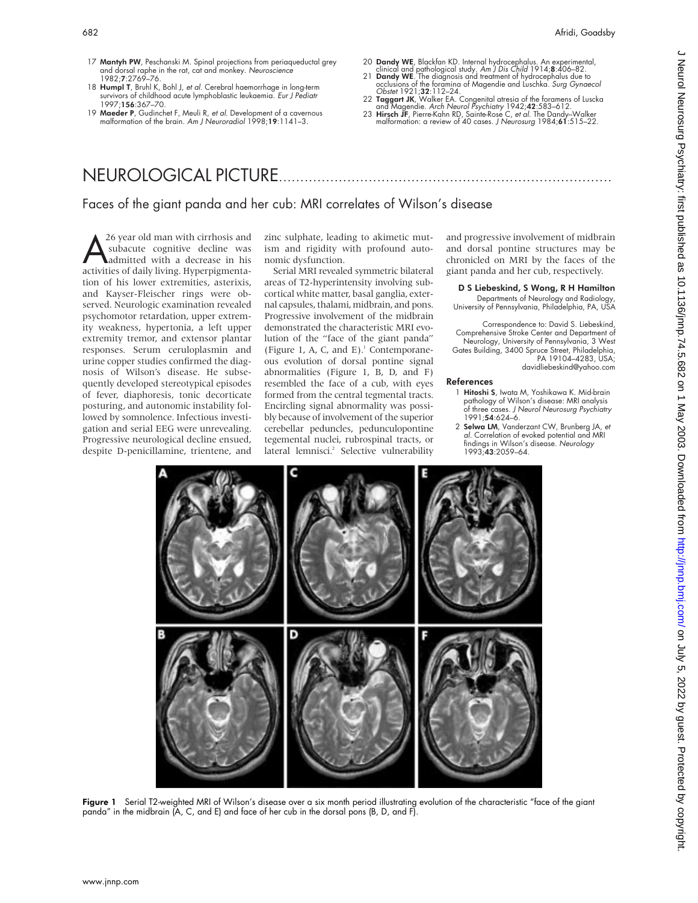17 **Mantyh PW**, Peschanski M. Spinal projections from periaqueductal grey and dorsal raphe in the rat, cat and monkey. *Neuroscience* 1982;**7**:2769–76.
18 **Humpl T**, Bruhl K, Bohl J, *et al*. Cerebral haemorrhage in long-term survivors of childhood acute lymphoblastic leukaemia. *Eur J Pediatr* 1997;**156**:367–70.
19 **Maeder P**, Gudinchet F, Meuli R, *et al*. Development of a cavernous malformation of the brain. *Am J Neuroradiol* 1998;**19**:1141–3.
20 **Dandy WE**, Blackfan KD. Internal hydrocephalus. An experimental, clinical and pathological study. *Am J Dis Child* 1914;**8**:406–82.
21 **Dandy WE**. The diagnosis and treatment of hydrocephalus due to occlusions of the foramina of Magendie and Luschka. *Surg Gynaecol Obstet* 1921;**32**:112–24.
22 **Taggart JK**, Walker EA. Congenital atresia of the foramens of Luscka and Magendie. *Arch Neurol Psychiatry* 1942;**42**:583–612.
23 **Hirsch JF**, Pierre-Kahn RD, Sainte-Rose C, *et al*. The Dandy–Walker malformation: a review of 40 cases. *J Neurosurg* 1984;**61**:515–22.

# NEUROLOGICAL PICTURE

## Faces of the giant panda and her cub: MRI correlates of Wilson's disease

A 26 year old man with cirrhosis and subacute cognitive decline was admitted with a decrease in his activities of daily living. Hyperpigmentation of his lower extremities, asterixis, and Kayser-Fleischer rings were observed. Neurologic examination revealed psychomotor retardation, upper extremity weakness, hypertonia, a left upper extremity tremor, and extensor plantar responses. Serum ceruloplasmin and urine copper studies confirmed the diagnosis of Wilson's disease. He subsequently developed stereotypical episodes of fever, diaphoresis, tonic decorticate posturing, and autonomic instability followed by somnolence. Infectious investigation and serial EEG were unrevealing. Progressive neurological decline ensued, despite D-penicillamine, trientene, and zinc sulphate, leading to akimetic mutism and rigidity with profound autonomic dysfunction.

Serial MRI revealed symmetric bilateral areas of T2-hyperintensity involving subcortical white matter, basal ganglia, external capsules, thalami, midbrain, and pons. Progressive involvement of the midbrain demonstrated the characteristic MRI evolution of the "face of the giant panda" (Figure 1, A, C, and E).[1] Contemporaneous evolution of dorsal pontine signal abnormalities (Figure 1, B, D, and F) resembled the face of a cub, with eyes formed from the central tegmental tracts. Encircling signal abnormality was possibly because of involvement of the superior cerebellar peduncles, pedunculopontine tegemental nuclei, rubrospinal tracts, or lateral lemnisci.[2] Selective vulnerability and progressive involvement of midbrain and dorsal pontine structures may be chronicled on MRI by the faces of the giant panda and her cub, respectively.

**D S Liebeskind, S Wong, R H Hamilton**
Departments of Neurology and Radiology, University of Pennsylvania, Philadelphia, PA, USA

Correspondence to: David S. Liebeskind, Comprehensive Stroke Center and Department of Neurology, University of Pennsylvania, 3 West Gates Building, 3400 Spruce Street, Philadelphia, PA 19104–4283, USA; davidliebeskind@yahoo.com

### References

1 **Hitoshi S**, Iwata M, Yoshikawa K. Mid-brain pathology of Wilson's disease: MRI analysis of three cases. *J Neurol Neurosurg Psychiatry* 1991;**54**:624–6.
2 **Selwa LM**, Vanderzant CW, Brunberg JA, *et al*. Correlation of evoked potential and MRI findings in Wilson's disease. *Neurology* 1993;**43**:2059–64.

A C E
B D F

**Figure 1** Serial T2-weighted MRI of Wilson's disease over a six month period illustrating evolution of the characteristic "face of the giant panda" in the midbrain (A, C, and E) and face of her cub in the dorsal pons (B, D, and F).